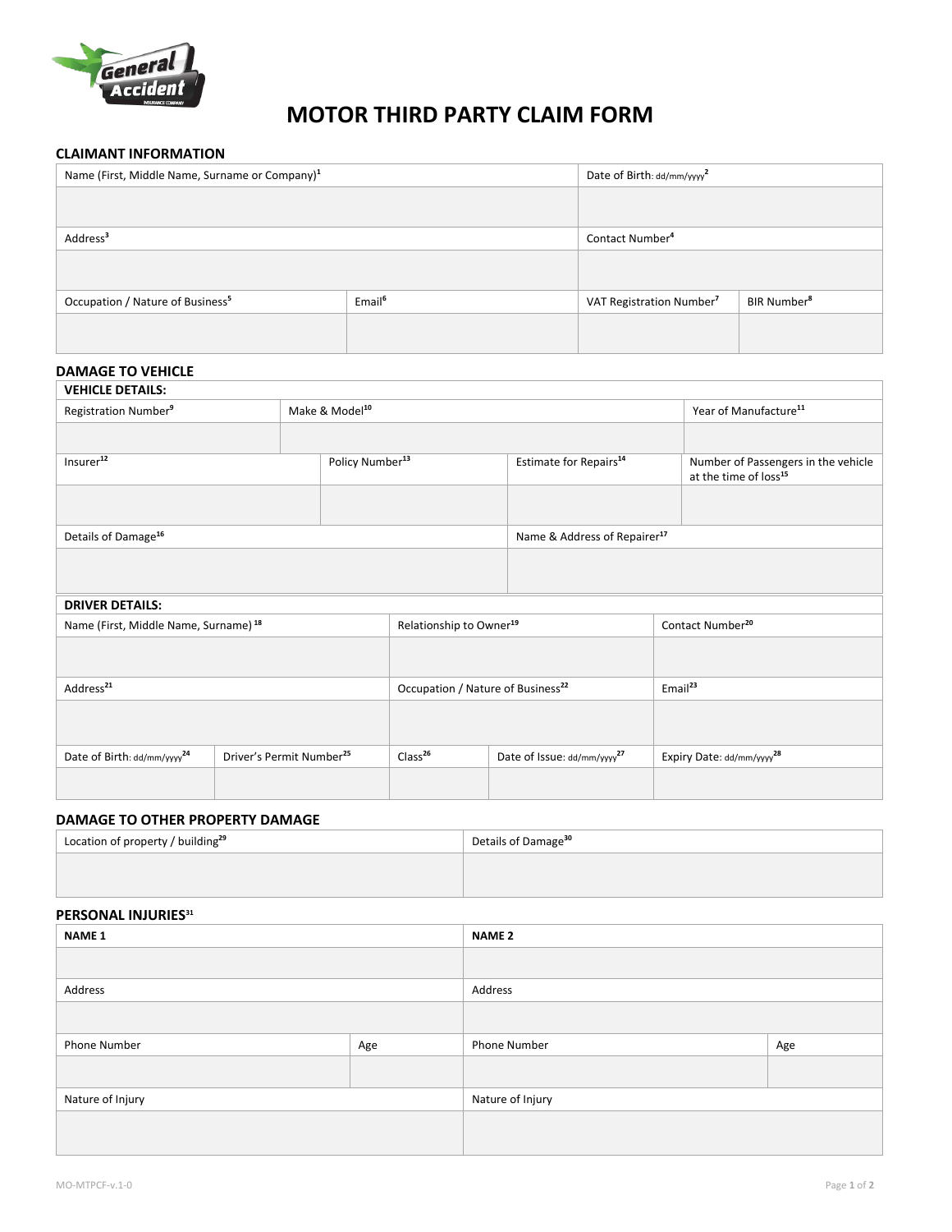# MOTOR THIRD PARTY CLAIM FORM

## CLAIMANT INFORMATION

| Name (First, Middle Name, Surname or Company)[1] | | Date of Birth: dd/mm/yyyy[2] | |
|---|---|---|---|
| | | | |
| Address[3] | | Contact Number[4] | |
| | | | |
| Occupation / Nature of Business[5] | Email[6] | VAT Registration Number[7] | BIR Number[8] |
| | | | |

## DAMAGE TO VEHICLE

**VEHICLE DETAILS:**

| Registration Number[9] | Make & Model[10] | | Year of Manufacture[11] |
|---|---|---|---|
| | | | |
| Insurer[12] | Policy Number[13] | Estimate for Repairs[14] | Number of Passengers in the vehicle at the time of loss[15] |
| | | | |
| Details of Damage[16] | | Name & Address of Repairer[17] | |
| | | | |

**DRIVER DETAILS:**

| Name (First, Middle Name, Surname)[18] | | Relationship to Owner[19] | | Contact Number[20] |
|---|---|---|---|---|
| | | | | |
| Address[21] | | Occupation / Nature of Business[22] | | Email[23] |
| | | | | |
| Date of Birth: dd/mm/yyyy[24] | Driver's Permit Number[25] | Class[26] | Date of Issue: dd/mm/yyyy[27] | Expiry Date: dd/mm/yyyy[28] |
| | | | | |

## DAMAGE TO OTHER PROPERTY DAMAGE

| Location of property / building[29] | Details of Damage[30] |
|---|---|
| | |

## PERSONAL INJURIES[31]

| NAME 1 | | NAME 2 | |
|---|---|---|---|
| | | | |
| Address | | Address | |
| | | | |
| Phone Number | Age | Phone Number | Age |
| | | | |
| Nature of Injury | | Nature of Injury | |
| | | | |

MO-MTPCF-v.1-0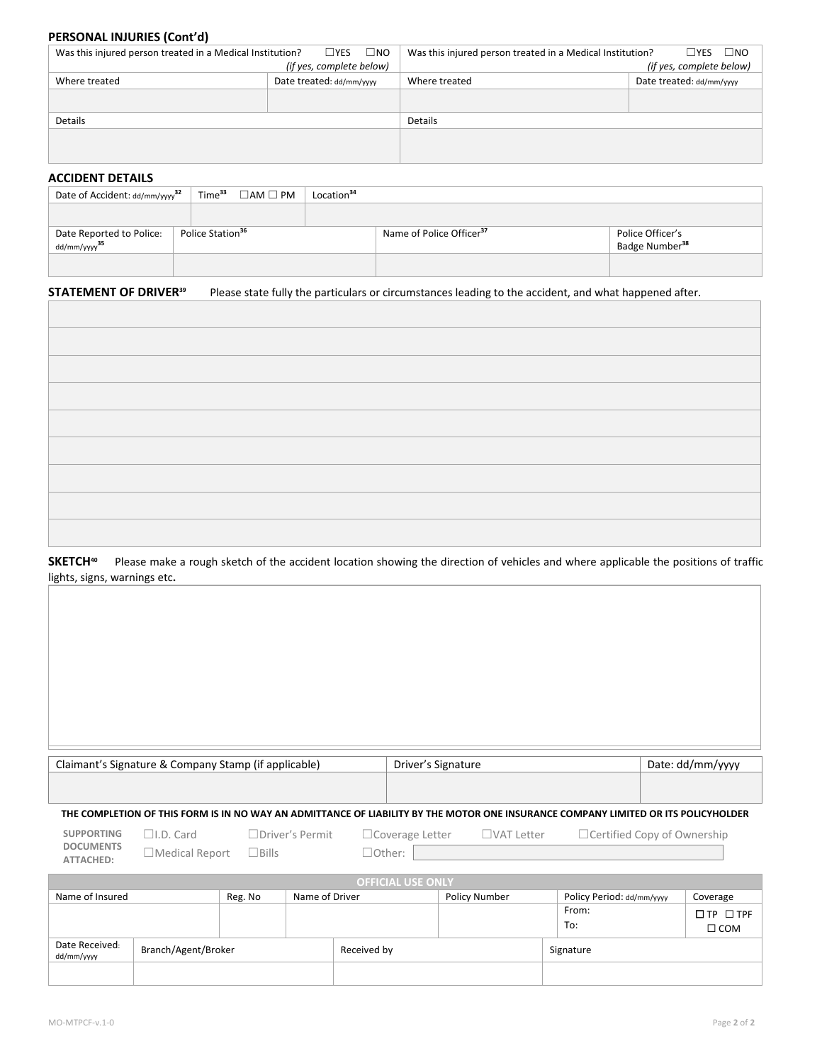## PERSONAL INJURIES (Cont'd)

| Was this injured person treated in a Medical Institution? ☐YES ☐NO *(if yes, complete below)* | | Was this injured person treated in a Medical Institution? ☐YES ☐NO *(if yes, complete below)* | |
|---|---|---|---|
| Where treated | Date treated: dd/mm/yyyy | Where treated | Date treated: dd/mm/yyyy |
| | | | |
| Details | | Details | |
| | | | |

## ACCIDENT DETAILS

| Date of Accident: dd/mm/yyyy[32] | Time[33] ☐AM ☐ PM | Location[34] | |
|---|---|---|---|
| | | | |
| Date Reported to Police: dd/mm/yyyy[35] | Police Station[36] | Name of Police Officer[37] | Police Officer's Badge Number[38] |
| | | | |

**STATEMENT OF DRIVER[39]** Please state fully the particulars or circumstances leading to the accident, and what happened after.

**SKETCH[40]** Please make a rough sketch of the accident location showing the direction of vehicles and where applicable the positions of traffic lights, signs, warnings etc**.**

| Claimant's Signature & Company Stamp (if applicable) | Driver's Signature | Date: dd/mm/yyyy |
|---|---|---|
| | | |

**THE COMPLETION OF THIS FORM IS IN NO WAY AN ADMITTANCE OF LIABILITY BY THE MOTOR ONE INSURANCE COMPANY LIMITED OR ITS POLICYHOLDER**

**SUPPORTING DOCUMENTS ATTACHED:** ☐I.D. Card ☐Driver's Permit ☐Coverage Letter ☐VAT Letter ☐Certified Copy of Ownership ☐Medical Report ☐Bills ☐Other:

**OFFICIAL USE ONLY**

| Name of Insured | Reg. No | Name of Driver | Policy Number | Policy Period: dd/mm/yyyy | Coverage |
|---|---|---|---|---|---|
| | | | | From: To: | ☐TP ☐TPF ☐COM |

| Date Received: dd/mm/yyyy | Branch/Agent/Broker | Received by | Signature |
|---|---|---|---|
| | | | |

MO-MTPCF-v.1-0